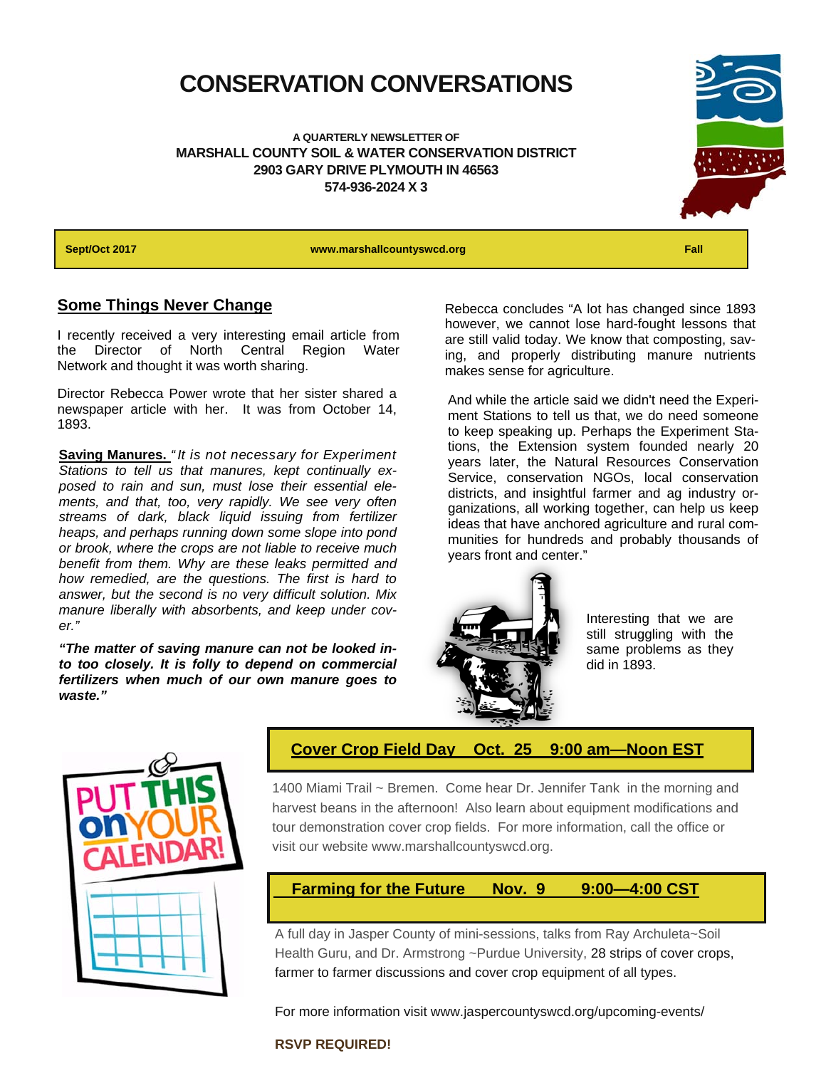# CONSERVATION CONVERSATIONS

**A QUARTERLY NEWSLETTER OF**
**MARSHALL COUNTY SOIL & WATER CONSERVATION DISTRICT**
**2903 GARY DRIVE PLYMOUTH IN 46563**
**574-936-2024 X 3**

**Sept/Oct 2017** | **www.marshallcountyswcd.org** | **Fall**

## Some Things Never Change

I recently received a very interesting email article from the Director of North Central Region Water Network and thought it was worth sharing.

Director Rebecca Power wrote that her sister shared a newspaper article with her. It was from October 14, 1893.

**Saving Manures.** *"It is not necessary for Experiment Stations to tell us that manures, kept continually exposed to rain and sun, must lose their essential elements, and that, too, very rapidly. We see very often streams of dark, black liquid issuing from fertilizer heaps, and perhaps running down some slope into pond or brook, where the crops are not liable to receive much benefit from them. Why are these leaks permitted and how remedied, are the questions. The first is hard to answer, but the second is no very difficult solution. Mix manure liberally with absorbents, and keep under cover."*

***"The matter of saving manure can not be looked into too closely. It is folly to depend on commercial fertilizers when much of our own manure goes to waste."***

Rebecca concludes "A lot has changed since 1893 however, we cannot lose hard-fought lessons that are still valid today. We know that composting, saving, and properly distributing manure nutrients makes sense for agriculture.

And while the article said we didn't need the Experiment Stations to tell us that, we do need someone to keep speaking up. Perhaps the Experiment Stations, the Extension system founded nearly 20 years later, the Natural Resources Conservation Service, conservation NGOs, local conservation districts, and insightful farmer and ag industry organizations, all working together, can help us keep ideas that have anchored agriculture and rural communities for hundreds and probably thousands of years front and center."

Interesting that we are still struggling with the same problems as they did in 1893.

## Cover Crop Field Day Oct. 25 9:00 am—Noon EST

1400 Miami Trail ~ Bremen. Come hear Dr. Jennifer Tank in the morning and harvest beans in the afternoon! Also learn about equipment modifications and tour demonstration cover crop fields. For more information, call the office or visit our website www.marshallcountyswcd.org.

## Farming for the Future Nov. 9 9:00—4:00 CST

A full day in Jasper County of mini-sessions, talks from Ray Archuleta~Soil Health Guru, and Dr. Armstrong ~Purdue University, 28 strips of cover crops, farmer to farmer discussions and cover crop equipment of all types.

For more information visit www.jaspercountyswcd.org/upcoming-events/

**RSVP REQUIRED!**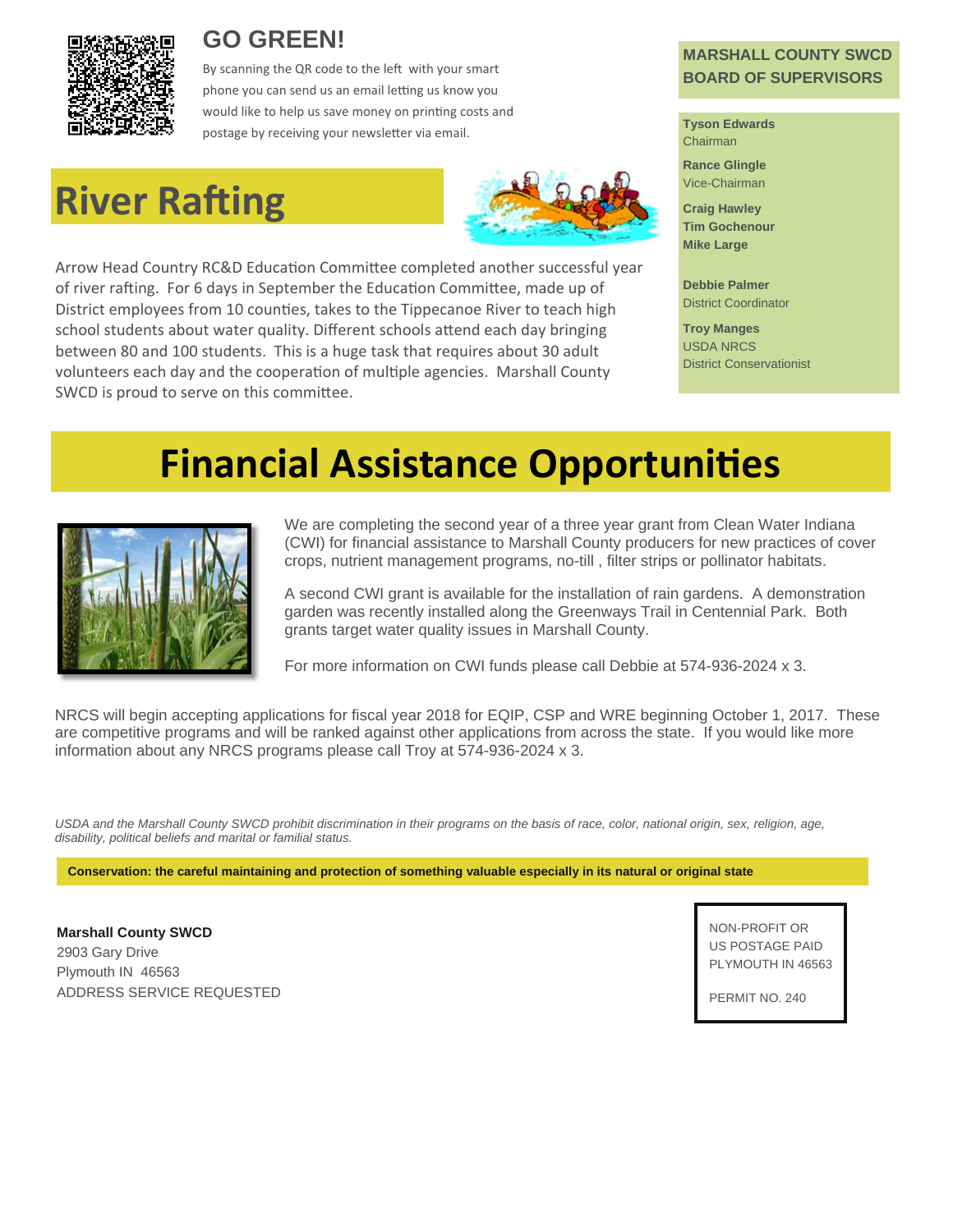## GO GREEN!

By scanning the QR code to the left with your smart phone you can send us an email letting us know you would like to help us save money on printing costs and postage by receiving your newsletter via email.

# River Rafting

Arrow Head Country RC&D Education Committee completed another successful year of river rafting. For 6 days in September the Education Committee, made up of District employees from 10 counties, takes to the Tippecanoe River to teach high school students about water quality. Different schools attend each day bringing between 80 and 100 students. This is a huge task that requires about 30 adult volunteers each day and the cooperation of multiple agencies. Marshall County SWCD is proud to serve on this committee.

**MARSHALL COUNTY SWCD BOARD OF SUPERVISORS**

**Tyson Edwards**
Chairman

**Rance Glingle**
Vice-Chairman

**Craig Hawley**
**Tim Gochenour**
**Mike Large**

**Debbie Palmer**
District Coordinator

**Troy Manges**
USDA NRCS
District Conservationist

# Financial Assistance Opportunities

We are completing the second year of a three year grant from Clean Water Indiana (CWI) for financial assistance to Marshall County producers for new practices of cover crops, nutrient management programs, no-till , filter strips or pollinator habitats.

A second CWI grant is available for the installation of rain gardens. A demonstration garden was recently installed along the Greenways Trail in Centennial Park. Both grants target water quality issues in Marshall County.

For more information on CWI funds please call Debbie at 574-936-2024 x 3.

NRCS will begin accepting applications for fiscal year 2018 for EQIP, CSP and WRE beginning October 1, 2017. These are competitive programs and will be ranked against other applications from across the state. If you would like more information about any NRCS programs please call Troy at 574-936-2024 x 3.

*USDA and the Marshall County SWCD prohibit discrimination in their programs on the basis of race, color, national origin, sex, religion, age, disability, political beliefs and marital or familial status.*

**Conservation: the careful maintaining and protection of something valuable especially in its natural or original state**

**Marshall County SWCD**
2903 Gary Drive
Plymouth IN 46563
ADDRESS SERVICE REQUESTED

NON-PROFIT OR
US POSTAGE PAID
PLYMOUTH IN 46563

PERMIT NO. 240